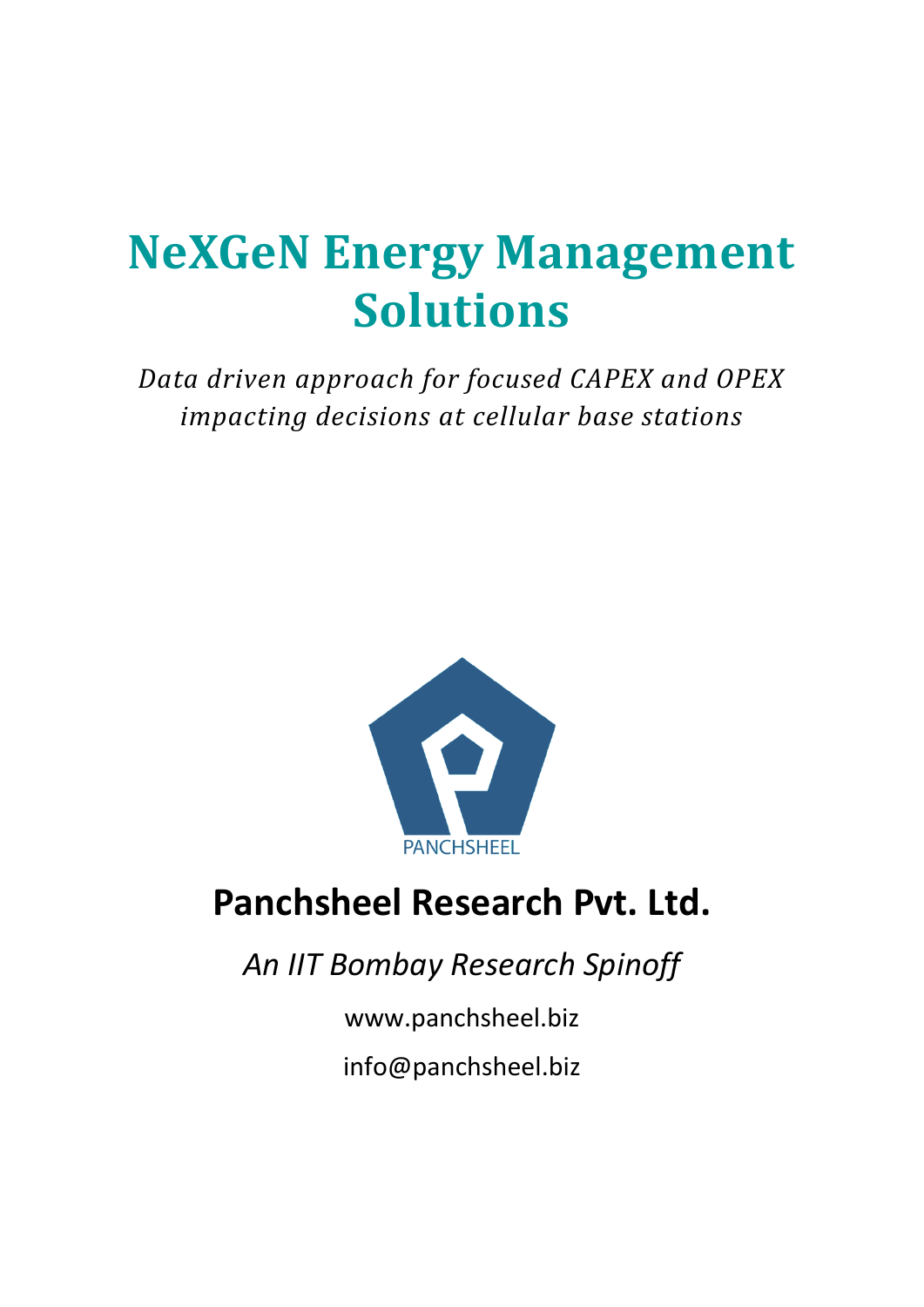# NeXGeN Energy Management Solutions

*Data driven approach for focused CAPEX and OPEX impacting decisions at cellular base stations*

PANCHSHEEL

## Panchsheel Research Pvt. Ltd.

*An IIT Bombay Research Spinoff*

www.panchsheel.biz

info@panchsheel.biz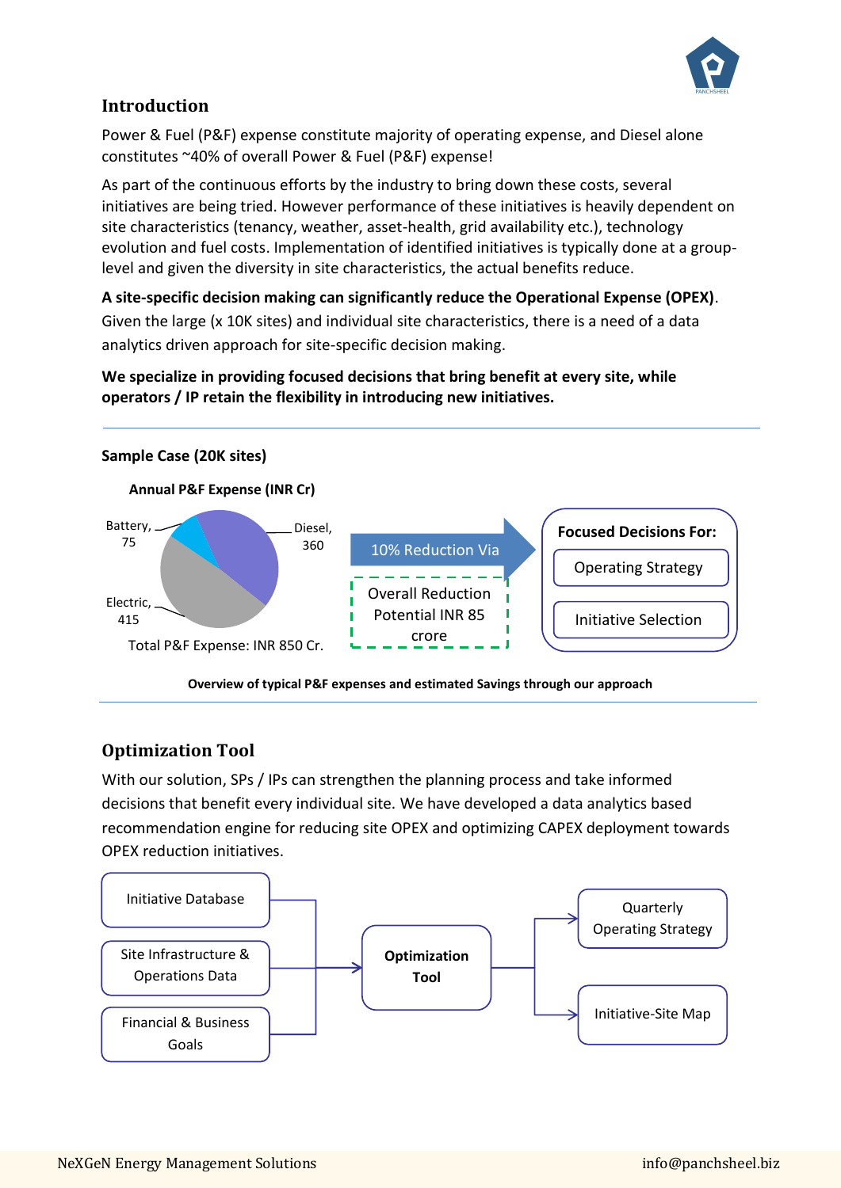## Introduction

Power & Fuel (P&F) expense constitute majority of operating expense, and Diesel alone constitutes ~40% of overall Power & Fuel (P&F) expense!

As part of the continuous efforts by the industry to bring down these costs, several initiatives are being tried. However performance of these initiatives is heavily dependent on site characteristics (tenancy, weather, asset-health, grid availability etc.), technology evolution and fuel costs. Implementation of identified initiatives is typically done at a group-level and given the diversity in site characteristics, the actual benefits reduce.

**A site-specific decision making can significantly reduce the Operational Expense (OPEX)**. Given the large (x 10K sites) and individual site characteristics, there is a need of a data analytics driven approach for site-specific decision making.

**We specialize in providing focused decisions that bring benefit at every site, while operators / IP retain the flexibility in introducing new initiatives.**

---

**Sample Case (20K sites)**

**Annual P&F Expense (INR Cr)**

Battery, 75

Diesel, 360

Electric, 415

Total P&F Expense: INR 850 Cr.

10% Reduction Via

Overall Reduction Potential INR 85 crore

**Focused Decisions For:**

- Operating Strategy
- Initiative Selection

**Overview of typical P&F expenses and estimated Savings through our approach**

---

## Optimization Tool

With our solution, SPs / IPs can strengthen the planning process and take informed decisions that benefit every individual site. We have developed a data analytics based recommendation engine for reducing site OPEX and optimizing CAPEX deployment towards OPEX reduction initiatives.

Inputs:

- Initiative Database
- Site Infrastructure & Operations Data
- Financial & Business Goals

→ **Optimization Tool** →

Outputs:

- Quarterly Operating Strategy
- Initiative-Site Map

NeXGeN Energy Management Solutions    info@panchsheel.biz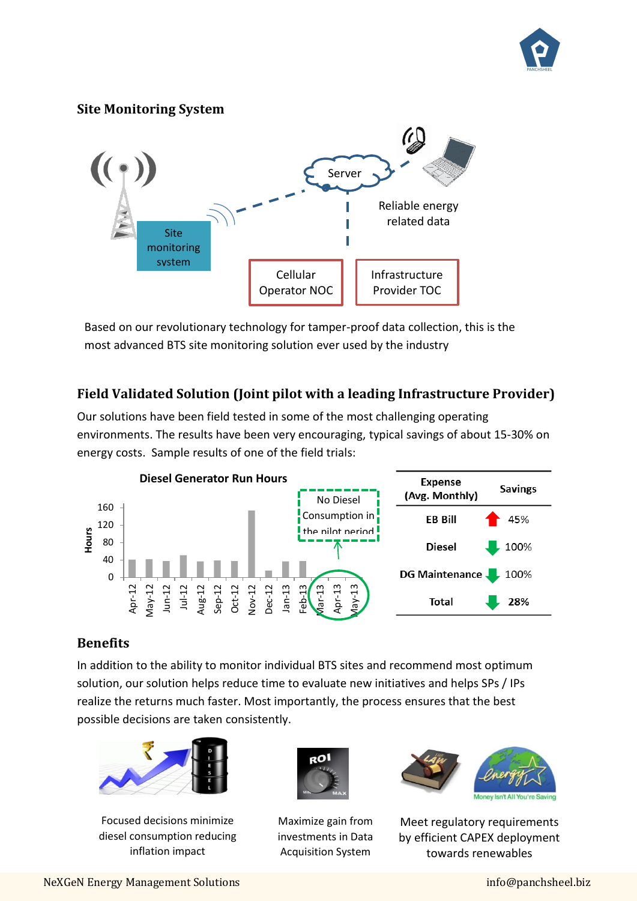## Site Monitoring System

Based on our revolutionary technology for tamper-proof data collection, this is the most advanced BTS site monitoring solution ever used by the industry

## Field Validated Solution (Joint pilot with a leading Infrastructure Provider)

Our solutions have been field tested in some of the most challenging operating environments. The results have been very encouraging, typical savings of about 15-30% on energy costs. Sample results of one of the field trials:

| Expense (Avg. Monthly) | Savings |
|---|---|
| EB Bill | ↑ 45% |
| Diesel | ↓ 100% |
| DG Maintenance | ↓ 100% |
| Total | ↓ **28%** |

## Benefits

In addition to the ability to monitor individual BTS sites and recommend most optimum solution, our solution helps reduce time to evaluate new initiatives and helps SPs / IPs realize the returns much faster. Most importantly, the process ensures that the best possible decisions are taken consistently.

Focused decisions minimize diesel consumption reducing inflation impact

Maximize gain from investments in Data Acquisition System

Meet regulatory requirements by efficient CAPEX deployment towards renewables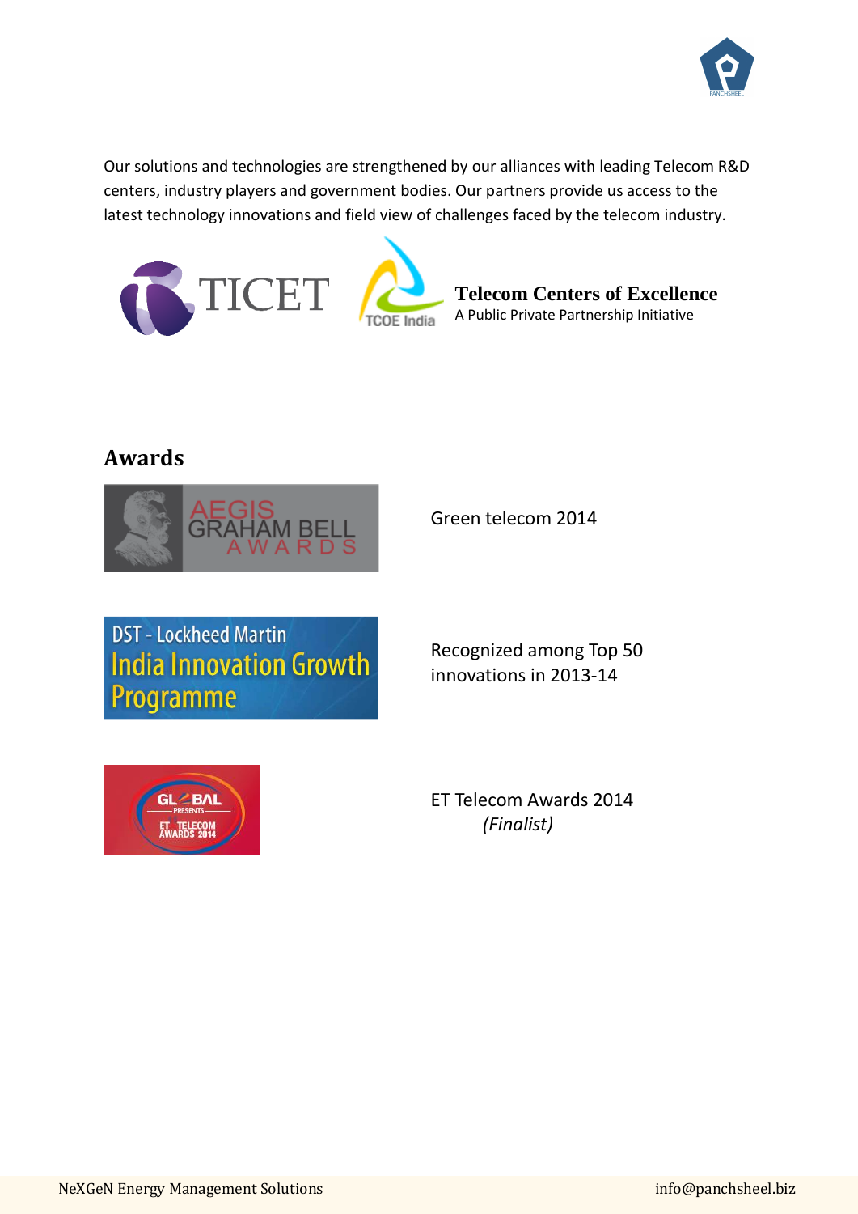Our solutions and technologies are strengthened by our alliances with leading Telecom R&D centers, industry players and government bodies. Our partners provide us access to the latest technology innovations and field view of challenges faced by the telecom industry.

TICET

TCOE India

**Telecom Centers of Excellence**
A Public Private Partnership Initiative

## Awards

AEGIS GRAHAM BELL AWARDS

Green telecom 2014

DST - Lockheed Martin India Innovation Growth Programme

Recognized among Top 50 innovations in 2013-14

GLOBAL PRESENTS ET TELECOM AWARDS 2014

ET Telecom Awards 2014
*(Finalist)*